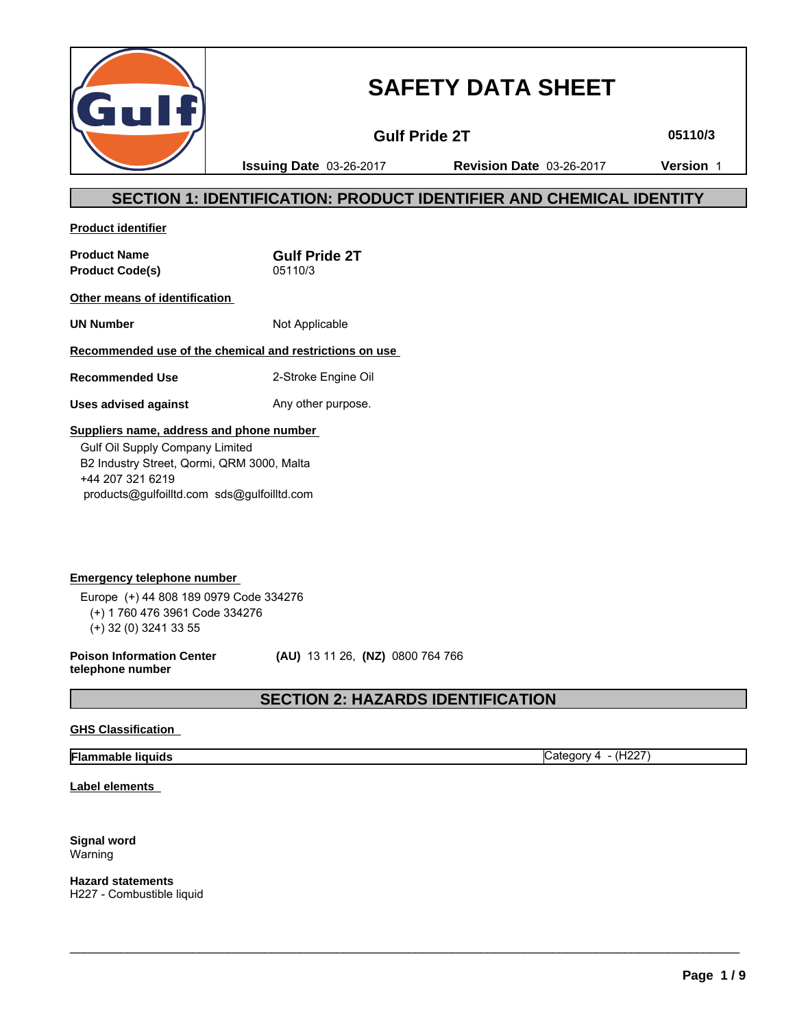# SAFETY DATA SHEET

**Gulf Pride 2T** **05110/3**

**Issuing Date** 03-26-2017 **Revision Date** 03-26-2017 **Version** 1

## SECTION 1: IDENTIFICATION: PRODUCT IDENTIFIER AND CHEMICAL IDENTITY

**Product identifier**

| | |
|---|---|
| **Product Name** | **Gulf Pride 2T** |
| **Product Code(s)** | 05110/3 |

**Other means of identification**

| | |
|---|---|
| **UN Number** | Not Applicable |

**Recommended use of the chemical and restrictions on use**

| | |
|---|---|
| **Recommended Use** | 2-Stroke Engine Oil |
| **Uses advised against** | Any other purpose. |

**Suppliers name, address and phone number**

Gulf Oil Supply Company Limited
B2 Industry Street, Qormi, QRM 3000, Malta
+44 207 321 6219
products@gulfoilltd.com sds@gulfoilltd.com

**Emergency telephone number**

Europe (+) 44 808 189 0979 Code 334276
(+) 1 760 476 3961 Code 334276
(+) 32 (0) 3241 33 55

**Poison Information Center telephone number** **(AU)** 13 11 26, **(NZ)** 0800 764 766

## SECTION 2: HAZARDS IDENTIFICATION

**GHS Classification**

| | |
|---|---|
| **Flammable liquids** | Category 4 - (H227) |

**Label elements**

**Signal word**
Warning

**Hazard statements**
H227 - Combustible liquid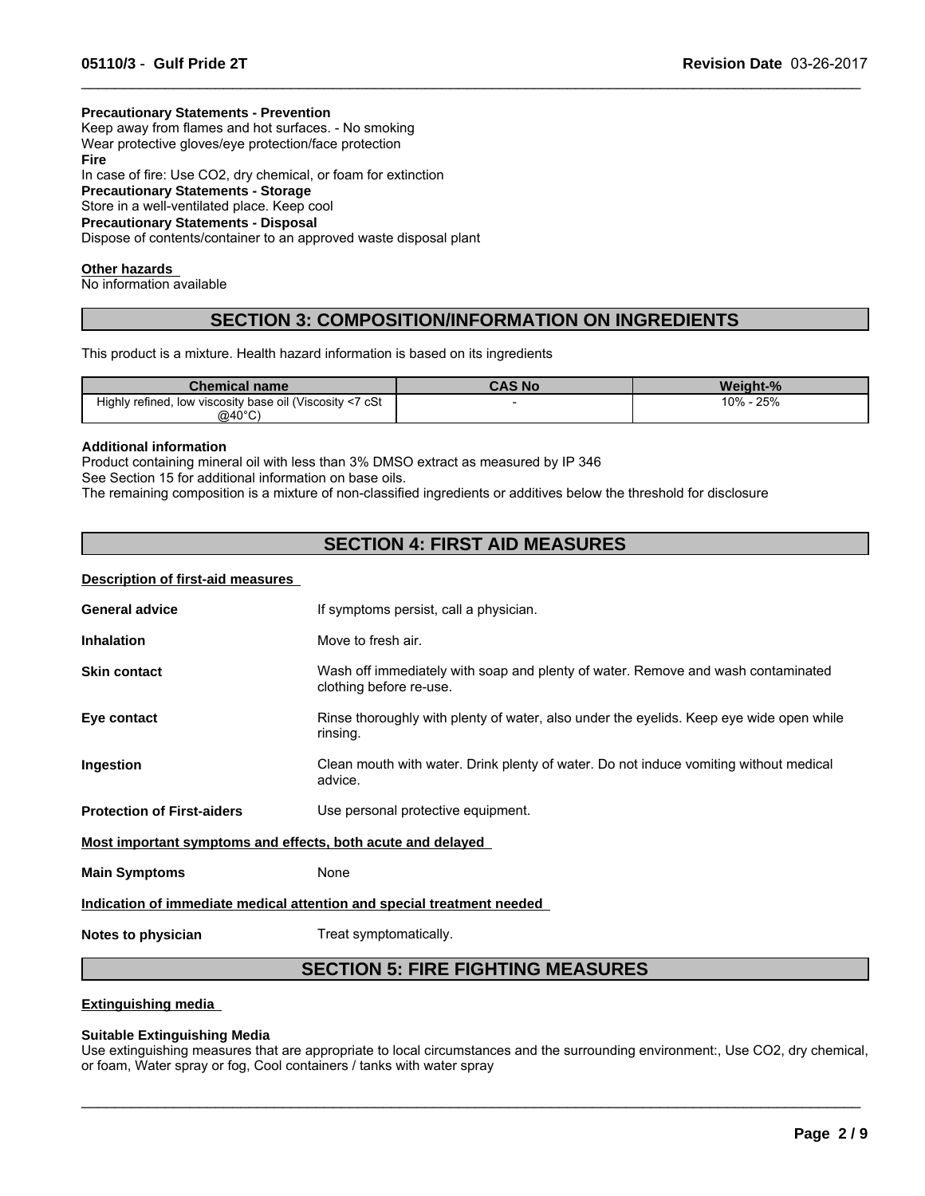**Precautionary Statements - Prevention**

Keep away from flames and hot surfaces. - No smoking

Wear protective gloves/eye protection/face protection

**Fire**

In case of fire: Use $CO_2$, dry chemical, or foam for extinction

**Precautionary Statements - Storage**

Store in a well-ventilated place. Keep cool

**Precautionary Statements - Disposal**

Dispose of contents/container to an approved waste disposal plant

**Other hazards**

No information available

## SECTION 3: COMPOSITION/INFORMATION ON INGREDIENTS

This product is a mixture. Health hazard information is based on its ingredients

| Chemical name | CAS No | Weight-% |
|---|---|---|
| Highly refined, low viscosity base oil (Viscosity <7 cSt @40°C) | - | 10% - 25% |

**Additional information**

Product containing mineral oil with less than 3% DMSO extract as measured by IP 346

See Section 15 for additional information on base oils.

The remaining composition is a mixture of non-classified ingredients or additives below the threshold for disclosure

## SECTION 4: FIRST AID MEASURES

**Description of first-aid measures**

**General advice** If symptoms persist, call a physician.

**Inhalation** Move to fresh air.

**Skin contact** Wash off immediately with soap and plenty of water. Remove and wash contaminated clothing before re-use.

**Eye contact** Rinse thoroughly with plenty of water, also under the eyelids. Keep eye wide open while rinsing.

**Ingestion** Clean mouth with water. Drink plenty of water. Do not induce vomiting without medical advice.

**Protection of First-aiders** Use personal protective equipment.

**Most important symptoms and effects, both acute and delayed**

**Main Symptoms** None

**Indication of immediate medical attention and special treatment needed**

**Notes to physician** Treat symptomatically.

## SECTION 5: FIRE FIGHTING MEASURES

**Extinguishing media**

**Suitable Extinguishing Media**

Use extinguishing measures that are appropriate to local circumstances and the surrounding environment:, Use $CO_2$, dry chemical, or foam, Water spray or fog, Cool containers / tanks with water spray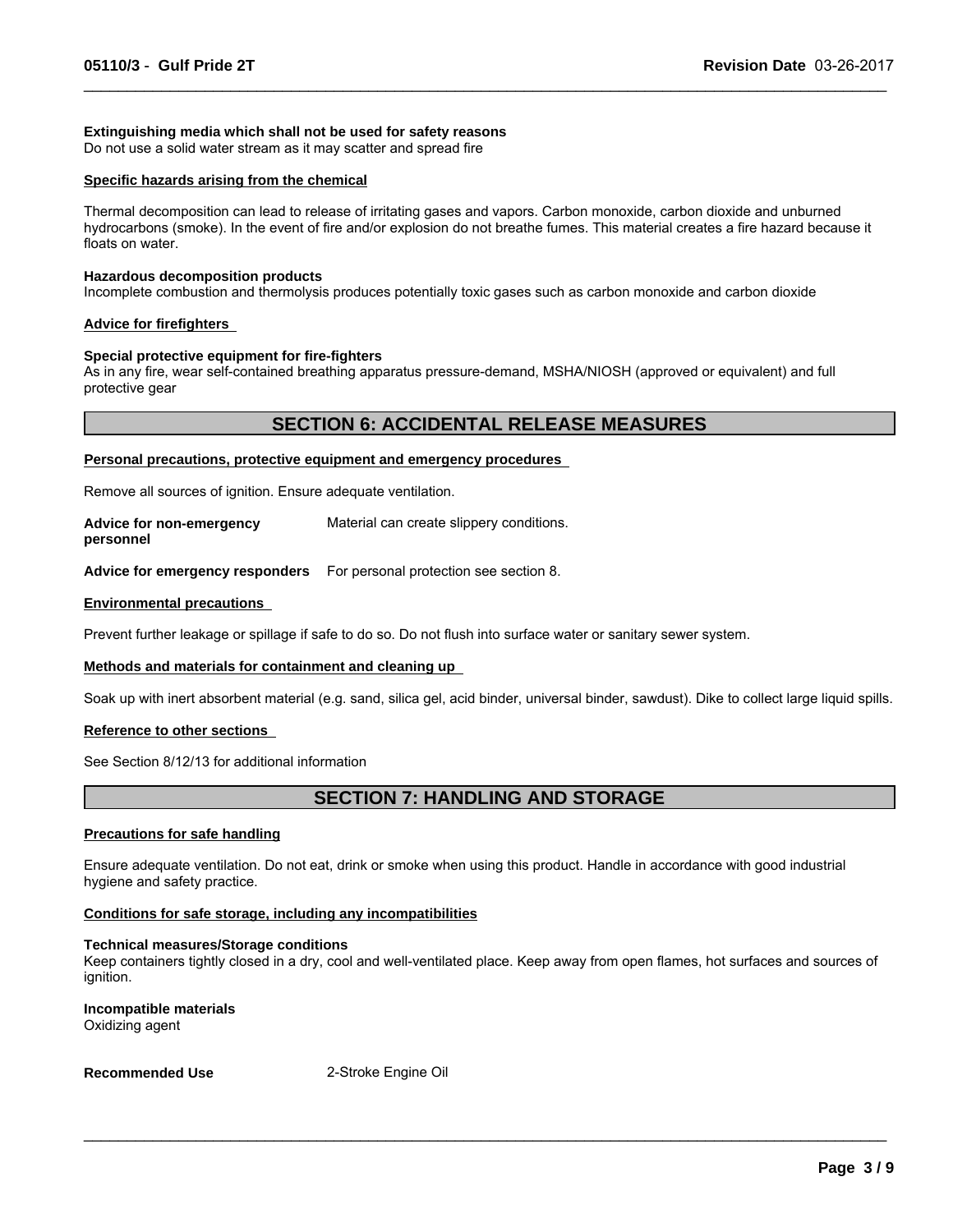**Extinguishing media which shall not be used for safety reasons**
Do not use a solid water stream as it may scatter and spread fire

**Specific hazards arising from the chemical**

Thermal decomposition can lead to release of irritating gases and vapors. Carbon monoxide, carbon dioxide and unburned hydrocarbons (smoke). In the event of fire and/or explosion do not breathe fumes. This material creates a fire hazard because it floats on water.

**Hazardous decomposition products**
Incomplete combustion and thermolysis produces potentially toxic gases such as carbon monoxide and carbon dioxide

**Advice for firefighters**

**Special protective equipment for fire-fighters**
As in any fire, wear self-contained breathing apparatus pressure-demand, MSHA/NIOSH (approved or equivalent) and full protective gear

## SECTION 6: ACCIDENTAL RELEASE MEASURES

**Personal precautions, protective equipment and emergency procedures**

Remove all sources of ignition. Ensure adequate ventilation.

**Advice for non-emergency personnel** Material can create slippery conditions.

**Advice for emergency responders** For personal protection see section 8.

**Environmental precautions**

Prevent further leakage or spillage if safe to do so. Do not flush into surface water or sanitary sewer system.

**Methods and materials for containment and cleaning up**

Soak up with inert absorbent material (e.g. sand, silica gel, acid binder, universal binder, sawdust). Dike to collect large liquid spills.

**Reference to other sections**

See Section 8/12/13 for additional information

## SECTION 7: HANDLING AND STORAGE

**Precautions for safe handling**

Ensure adequate ventilation. Do not eat, drink or smoke when using this product. Handle in accordance with good industrial hygiene and safety practice.

**Conditions for safe storage, including any incompatibilities**

**Technical measures/Storage conditions**
Keep containers tightly closed in a dry, cool and well-ventilated place. Keep away from open flames, hot surfaces and sources of ignition.

**Incompatible materials**
Oxidizing agent

**Recommended Use** 2-Stroke Engine Oil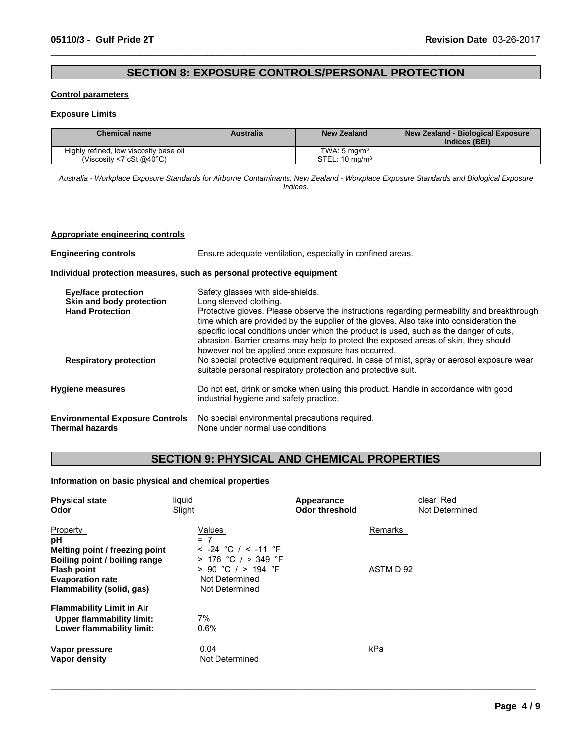## SECTION 8: EXPOSURE CONTROLS/PERSONAL PROTECTION

**Control parameters**

**Exposure Limits**

| Chemical name | Australia | New Zealand | New Zealand - Biological Exposure Indices (BEI) |
|---|---|---|---|
| Highly refined, low viscosity base oil (Viscosity <7 cSt @40°C) | | TWA: 5 mg/m$^3$<br>STEL: 10 mg/m$^3$ | |

*Australia - Workplace Exposure Standards for Airborne Contaminants. New Zealand - Workplace Exposure Standards and Biological Exposure Indices.*

**Appropriate engineering controls**

**Engineering controls** Ensure adequate ventilation, especially in confined areas.

**Individual protection measures, such as personal protective equipment**

**Eye/face protection** Safety glasses with side-shields.

**Skin and body protection** Long sleeved clothing.

**Hand Protection** Protective gloves. Please observe the instructions regarding permeability and breakthrough time which are provided by the supplier of the gloves. Also take into consideration the specific local conditions under which the product is used, such as the danger of cuts, abrasion. Barrier creams may help to protect the exposed areas of skin, they should however not be applied once exposure has occurred.

**Respiratory protection** No special protective equipment required. In case of mist, spray or aerosol exposure wear suitable personal respiratory protection and protective suit.

**Hygiene measures** Do not eat, drink or smoke when using this product. Handle in accordance with good industrial hygiene and safety practice.

**Environmental Exposure Controls** No special environmental precautions required.

**Thermal hazards** None under normal use conditions

## SECTION 9: PHYSICAL AND CHEMICAL PROPERTIES

**Information on basic physical and chemical properties**

**Physical state** liquid  
**Odor** Slight  
**Appearance** clear Red  
**Odor threshold** Not Determined

| Property | Values | Remarks |
|---|---|---|
| **pH** | = 7 | |
| **Melting point / freezing point** | < -24 °C / < -11 °F | |
| **Boiling point / boiling range** | > 176 °C / > 349 °F | |
| **Flash point** | > 90 °C / > 194 °F | ASTM D 92 |
| **Evaporation rate** | Not Determined | |
| **Flammability (solid, gas)** | Not Determined | |
| **Flammability Limit in Air** | | |
| **Upper flammability limit:** | 7% | |
| **Lower flammability limit:** | 0.6% | |
| **Vapor pressure** | 0.04 | kPa |
| **Vapor density** | Not Determined | |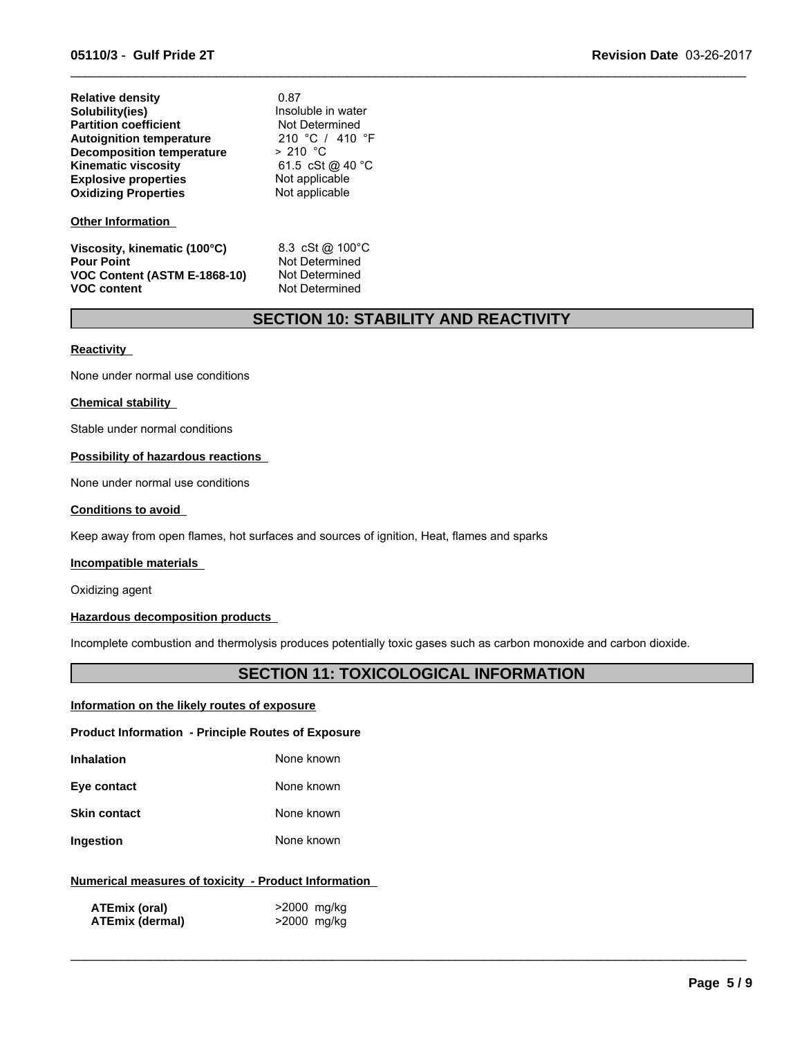| | |
|---|---|
| **Relative density** | 0.87 |
| **Solubility(ies)** | Insoluble in water |
| **Partition coefficient** | Not Determined |
| **Autoignition temperature** | 210 °C / 410 °F |
| **Decomposition temperature** | > 210 °C |
| **Kinematic viscosity** | 61.5 cSt @ 40 °C |
| **Explosive properties** | Not applicable |
| **Oxidizing Properties** | Not applicable |

**Other Information**

| | |
|---|---|
| **Viscosity, kinematic (100°C)** | 8.3 cSt @ 100°C |
| **Pour Point** | Not Determined |
| **VOC Content (ASTM E-1868-10)** | Not Determined |
| **VOC content** | Not Determined |

## SECTION 10: STABILITY AND REACTIVITY

**Reactivity**

None under normal use conditions

**Chemical stability**

Stable under normal conditions

**Possibility of hazardous reactions**

None under normal use conditions

**Conditions to avoid**

Keep away from open flames, hot surfaces and sources of ignition, Heat, flames and sparks

**Incompatible materials**

Oxidizing agent

**Hazardous decomposition products**

Incomplete combustion and thermolysis produces potentially toxic gases such as carbon monoxide and carbon dioxide.

## SECTION 11: TOXICOLOGICAL INFORMATION

**Information on the likely routes of exposure**

**Product Information - Principle Routes of Exposure**

| | |
|---|---|
| **Inhalation** | None known |
| **Eye contact** | None known |
| **Skin contact** | None known |
| **Ingestion** | None known |

**Numerical measures of toxicity - Product Information**

| | |
|---|---|
| **ATEmix (oral)** | >2000 mg/kg |
| **ATEmix (dermal)** | >2000 mg/kg |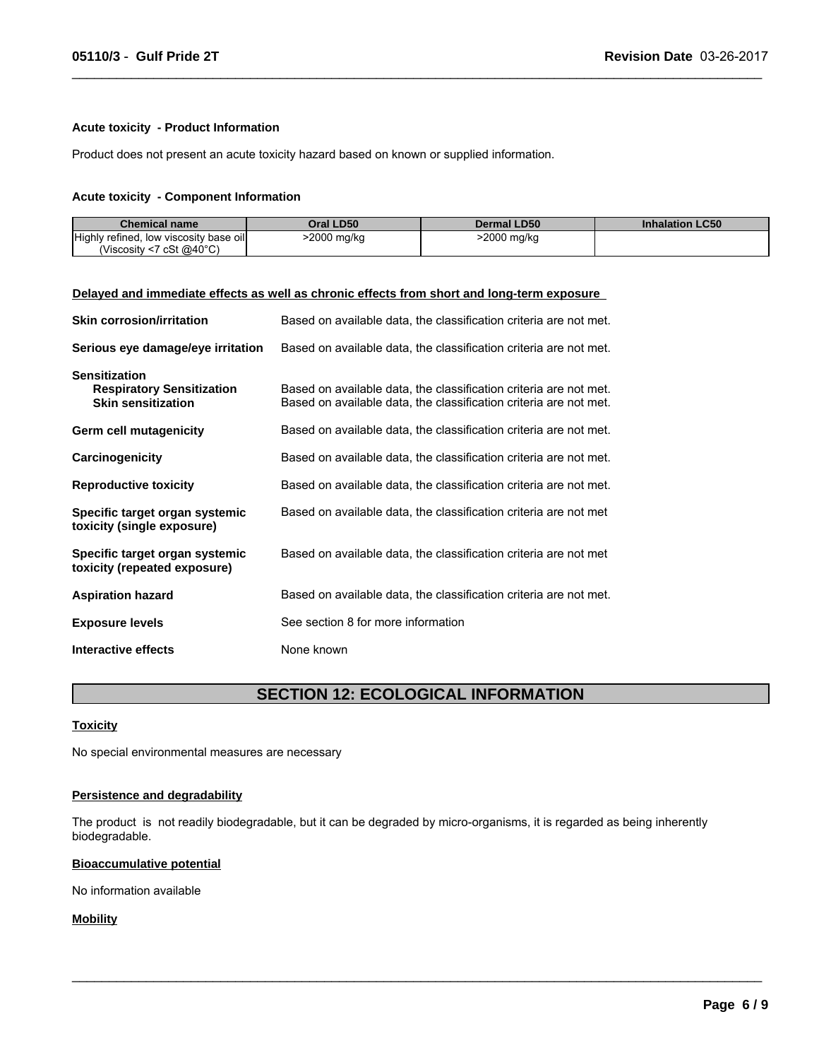**Acute toxicity - Product Information**

Product does not present an acute toxicity hazard based on known or supplied information.

**Acute toxicity - Component Information**

| Chemical name | Oral LD50 | Dermal LD50 | Inhalation LC50 |
|---|---|---|---|
| Highly refined, low viscosity base oil (Viscosity <7 cSt @40°C) | >2000 mg/kg | >2000 mg/kg | |

**Delayed and immediate effects as well as chronic effects from short and long-term exposure**

**Skin corrosion/irritation** Based on available data, the classification criteria are not met.

**Serious eye damage/eye irritation** Based on available data, the classification criteria are not met.

**Sensitization**

**Respiratory Sensitization** Based on available data, the classification criteria are not met.

**Skin sensitization** Based on available data, the classification criteria are not met.

**Germ cell mutagenicity** Based on available data, the classification criteria are not met.

**Carcinogenicity** Based on available data, the classification criteria are not met.

**Reproductive toxicity** Based on available data, the classification criteria are not met.

**Specific target organ systemic toxicity (single exposure)** Based on available data, the classification criteria are not met

**Specific target organ systemic toxicity (repeated exposure)** Based on available data, the classification criteria are not met

**Aspiration hazard** Based on available data, the classification criteria are not met.

**Exposure levels** See section 8 for more information

**Interactive effects** None known

## SECTION 12: ECOLOGICAL INFORMATION

**Toxicity**

No special environmental measures are necessary

**Persistence and degradability**

The product is not readily biodegradable, but it can be degraded by micro-organisms, it is regarded as being inherently biodegradable.

**Bioaccumulative potential**

No information available

**Mobility**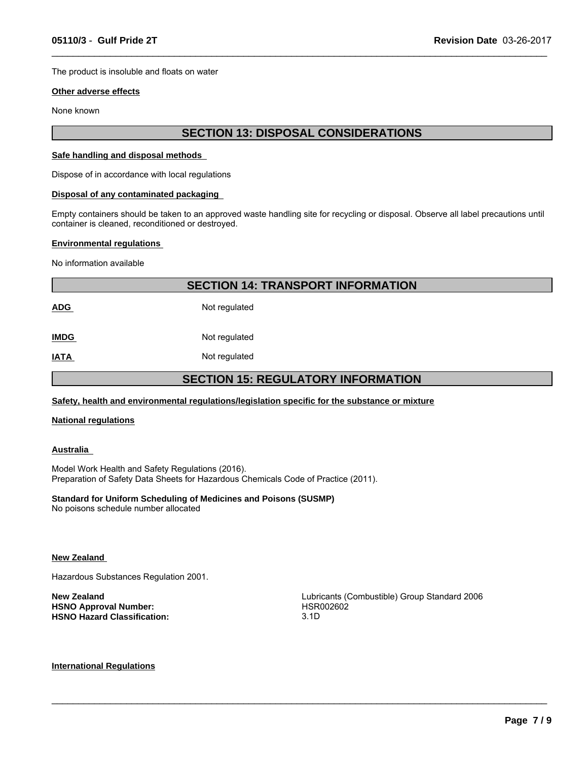The product is insoluble and floats on water

**Other adverse effects**

None known

## SECTION 13: DISPOSAL CONSIDERATIONS

**Safe handling and disposal methods**

Dispose of in accordance with local regulations

**Disposal of any contaminated packaging**

Empty containers should be taken to an approved waste handling site for recycling or disposal. Observe all label precautions until container is cleaned, reconditioned or destroyed.

**Environmental regulations**

No information available

## SECTION 14: TRANSPORT INFORMATION

| | |
|---|---|
| **ADG** | Not regulated |
| **IMDG** | Not regulated |
| **IATA** | Not regulated |

## SECTION 15: REGULATORY INFORMATION

**Safety, health and environmental regulations/legislation specific for the substance or mixture**

**National regulations**

**Australia**

Model Work Health and Safety Regulations (2016).
Preparation of Safety Data Sheets for Hazardous Chemicals Code of Practice (2011).

**Standard for Uniform Scheduling of Medicines and Poisons (SUSMP)**
No poisons schedule number allocated

**New Zealand**

Hazardous Substances Regulation 2001.

| | |
|---|---|
| **New Zealand** | Lubricants (Combustible) Group Standard 2006 |
| **HSNO Approval Number:** | HSR002602 |
| **HSNO Hazard Classification:** | 3.1D |

**International Regulations**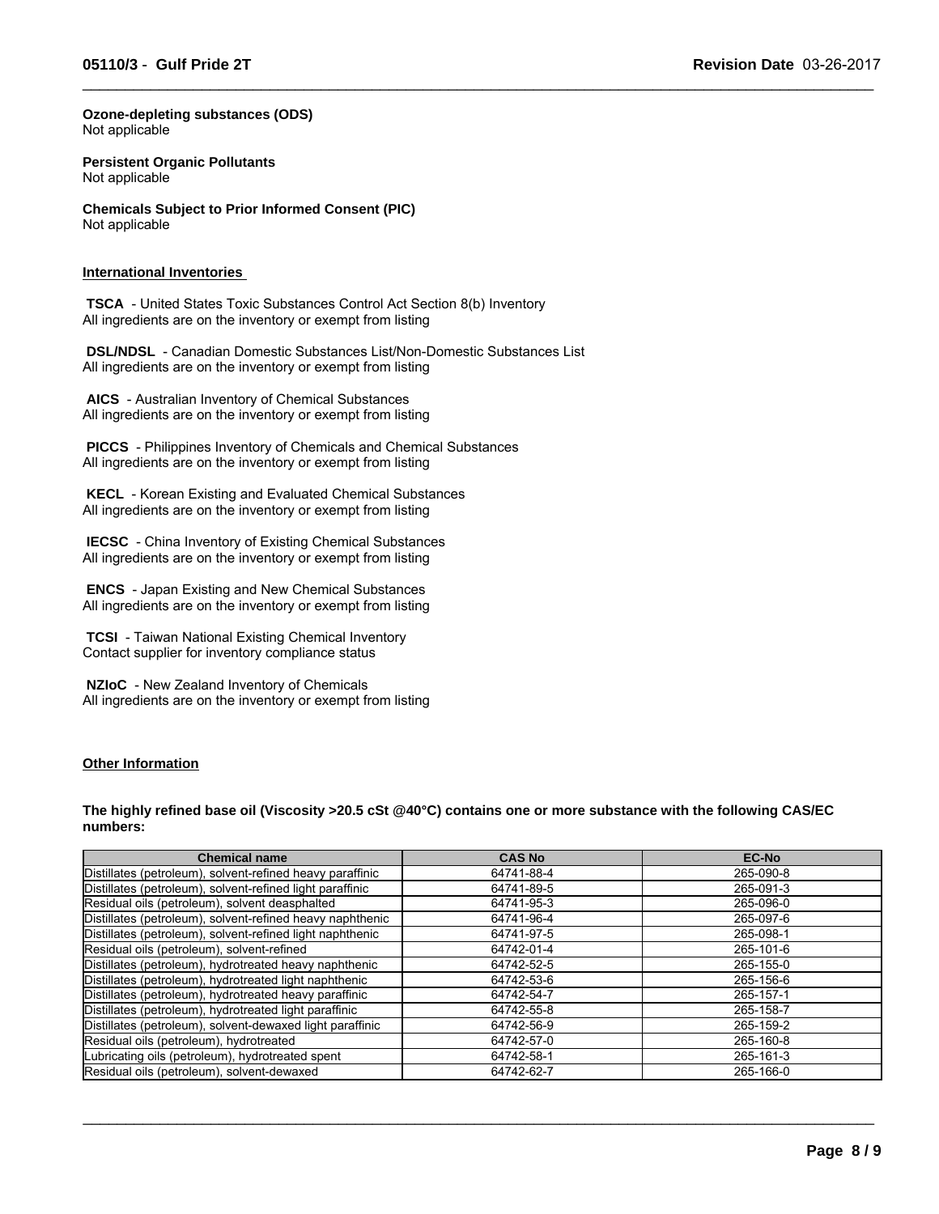**Ozone-depleting substances (ODS)**
Not applicable

**Persistent Organic Pollutants**
Not applicable

**Chemicals Subject to Prior Informed Consent (PIC)**
Not applicable

## International Inventories

**TSCA** - United States Toxic Substances Control Act Section 8(b) Inventory
All ingredients are on the inventory or exempt from listing

**DSL/NDSL** - Canadian Domestic Substances List/Non-Domestic Substances List
All ingredients are on the inventory or exempt from listing

**AICS** - Australian Inventory of Chemical Substances
All ingredients are on the inventory or exempt from listing

**PICCS** - Philippines Inventory of Chemicals and Chemical Substances
All ingredients are on the inventory or exempt from listing

**KECL** - Korean Existing and Evaluated Chemical Substances
All ingredients are on the inventory or exempt from listing

**IECSC** - China Inventory of Existing Chemical Substances
All ingredients are on the inventory or exempt from listing

**ENCS** - Japan Existing and New Chemical Substances
All ingredients are on the inventory or exempt from listing

**TCSI** - Taiwan National Existing Chemical Inventory
Contact supplier for inventory compliance status

**NZIoC** - New Zealand Inventory of Chemicals
All ingredients are on the inventory or exempt from listing

## Other Information

**The highly refined base oil (Viscosity >20.5 cSt @40°C) contains one or more substance with the following CAS/EC numbers:**

| Chemical name | CAS No | EC-No |
|---|---|---|
| Distillates (petroleum), solvent-refined heavy paraffinic | 64741-88-4 | 265-090-8 |
| Distillates (petroleum), solvent-refined light paraffinic | 64741-89-5 | 265-091-3 |
| Residual oils (petroleum), solvent deasphalted | 64741-95-3 | 265-096-0 |
| Distillates (petroleum), solvent-refined heavy naphthenic | 64741-96-4 | 265-097-6 |
| Distillates (petroleum), solvent-refined light naphthenic | 64741-97-5 | 265-098-1 |
| Residual oils (petroleum), solvent-refined | 64742-01-4 | 265-101-6 |
| Distillates (petroleum), hydrotreated heavy naphthenic | 64742-52-5 | 265-155-0 |
| Distillates (petroleum), hydrotreated light naphthenic | 64742-53-6 | 265-156-6 |
| Distillates (petroleum), hydrotreated heavy paraffinic | 64742-54-7 | 265-157-1 |
| Distillates (petroleum), hydrotreated light paraffinic | 64742-55-8 | 265-158-7 |
| Distillates (petroleum), solvent-dewaxed light paraffinic | 64742-56-9 | 265-159-2 |
| Residual oils (petroleum), hydrotreated | 64742-57-0 | 265-160-8 |
| Lubricating oils (petroleum), hydrotreated spent | 64742-58-1 | 265-161-3 |
| Residual oils (petroleum), solvent-dewaxed | 64742-62-7 | 265-166-0 |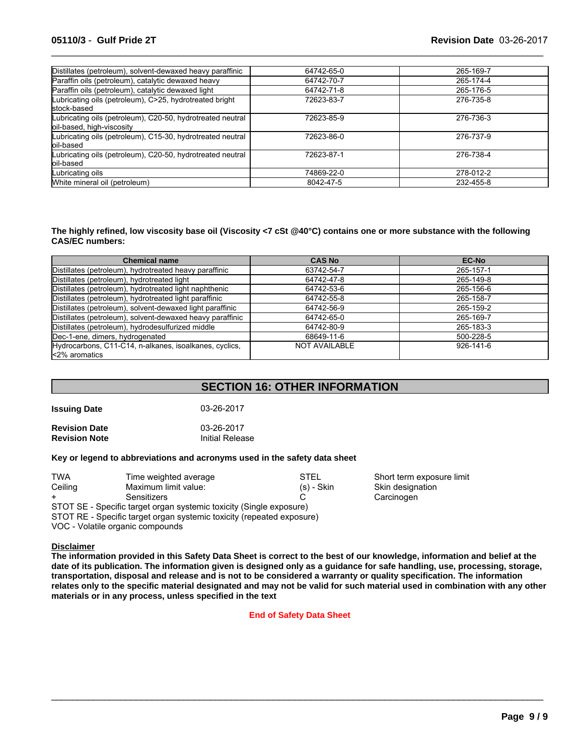| | | |
|---|---|---|
| Distillates (petroleum), solvent-dewaxed heavy paraffinic | 64742-65-0 | 265-169-7 |
| Paraffin oils (petroleum), catalytic dewaxed heavy | 64742-70-7 | 265-174-4 |
| Paraffin oils (petroleum), catalytic dewaxed light | 64742-71-8 | 265-176-5 |
| Lubricating oils (petroleum), C>25, hydrotreated bright stock-based | 72623-83-7 | 276-735-8 |
| Lubricating oils (petroleum), C20-50, hydrotreated neutral oil-based, high-viscosity | 72623-85-9 | 276-736-3 |
| Lubricating oils (petroleum), C15-30, hydrotreated neutral oil-based | 72623-86-0 | 276-737-9 |
| Lubricating oils (petroleum), C20-50, hydrotreated neutral oil-based | 72623-87-1 | 276-738-4 |
| Lubricating oils | 74869-22-0 | 278-012-2 |
| White mineral oil (petroleum) | 8042-47-5 | 232-455-8 |

**The highly refined, low viscosity base oil (Viscosity <7 cSt @40°C) contains one or more substance with the following CAS/EC numbers:**

| Chemical name | CAS No | EC-No |
|---|---|---|
| Distillates (petroleum), hydrotreated heavy paraffinic | 63742-54-7 | 265-157-1 |
| Distillates (petroleum), hydrotreated light | 64742-47-8 | 265-149-8 |
| Distillates (petroleum), hydrotreated light naphthenic | 64742-53-6 | 265-156-6 |
| Distillates (petroleum), hydrotreated light paraffinic | 64742-55-8 | 265-158-7 |
| Distillates (petroleum), solvent-dewaxed light paraffinic | 64742-56-9 | 265-159-2 |
| Distillates (petroleum), solvent-dewaxed heavy paraffinic | 64742-65-0 | 265-169-7 |
| Distillates (petroleum), hydrodesulfurized middle | 64742-80-9 | 265-183-3 |
| Dec-1-ene, dimers, hydrogenated | 68649-11-6 | 500-228-5 |
| Hydrocarbons, C11-C14, n-alkanes, isoalkanes, cyclics, <2% aromatics | NOT AVAILABLE | 926-141-6 |

## SECTION 16: OTHER INFORMATION

**Issuing Date** 03-26-2017

**Revision Date** 03-26-2017
**Revision Note** Initial Release

**Key or legend to abbreviations and acronyms used in the safety data sheet**

| | | | |
|---|---|---|---|
| TWA | Time weighted average | STEL | Short term exposure limit |
| Ceiling | Maximum limit value: | (s) - Skin | Skin designation |
| + | Sensitizers | C | Carcinogen |

STOT SE - Specific target organ systemic toxicity (Single exposure)
STOT RE - Specific target organ systemic toxicity (repeated exposure)
VOC - Volatile organic compounds

**Disclaimer**

**The information provided in this Safety Data Sheet is correct to the best of our knowledge, information and belief at the date of its publication. The information given is designed only as a guidance for safe handling, use, processing, storage, transportation, disposal and release and is not to be considered a warranty or quality specification. The information relates only to the specific material designated and may not be valid for such material used in combination with any other materials or in any process, unless specified in the text**

**End of Safety Data Sheet**